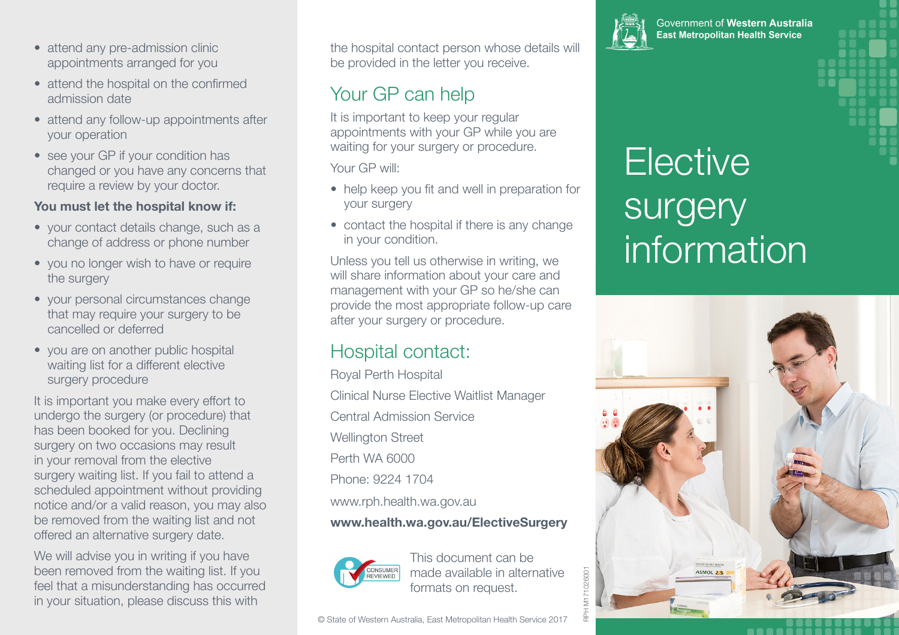- attend any pre-admission clinic appointments arranged for you
- attend the hospital on the confirmed admission date
- attend any follow-up appointments after your operation
- see your GP if your condition has changed or you have any concerns that require a review by your doctor.

**You must let the hospital know if:**

- your contact details change, such as a change of address or phone number
- you no longer wish to have or require the surgery
- your personal circumstances change that may require your surgery to be cancelled or deferred
- you are on another public hospital waiting list for a different elective surgery procedure

It is important you make every effort to undergo the surgery (or procedure) that has been booked for you. Declining surgery on two occasions may result in your removal from the elective surgery waiting list. If you fail to attend a scheduled appointment without providing notice and/or a valid reason, you may also be removed from the waiting list and not offered an alternative surgery date.

We will advise you in writing if you have been removed from the waiting list. If you feel that a misunderstanding has occurred in your situation, please discuss this with the hospital contact person whose details will be provided in the letter you receive.

## Your GP can help

It is important to keep your regular appointments with your GP while you are waiting for your surgery or procedure.

Your GP will:

- help keep you fit and well in preparation for your surgery
- contact the hospital if there is any change in your condition.

Unless you tell us otherwise in writing, we will share information about your care and management with your GP so he/she can provide the most appropriate follow-up care after your surgery or procedure.

## Hospital contact:

Royal Perth Hospital

Clinical Nurse Elective Waitlist Manager

Central Admission Service

Wellington Street

Perth WA 6000

Phone: 9224 1704

www.rph.health.wa.gov.au

**www.health.wa.gov.au/ElectiveSurgery**

CONSUMER REVIEWED

This document can be made available in alternative formats on request.

© State of Western Australia, East Metropolitan Health Service 2017

RPH M171026001

Government of **Western Australia**
**East Metropolitan Health Service**

# Elective surgery information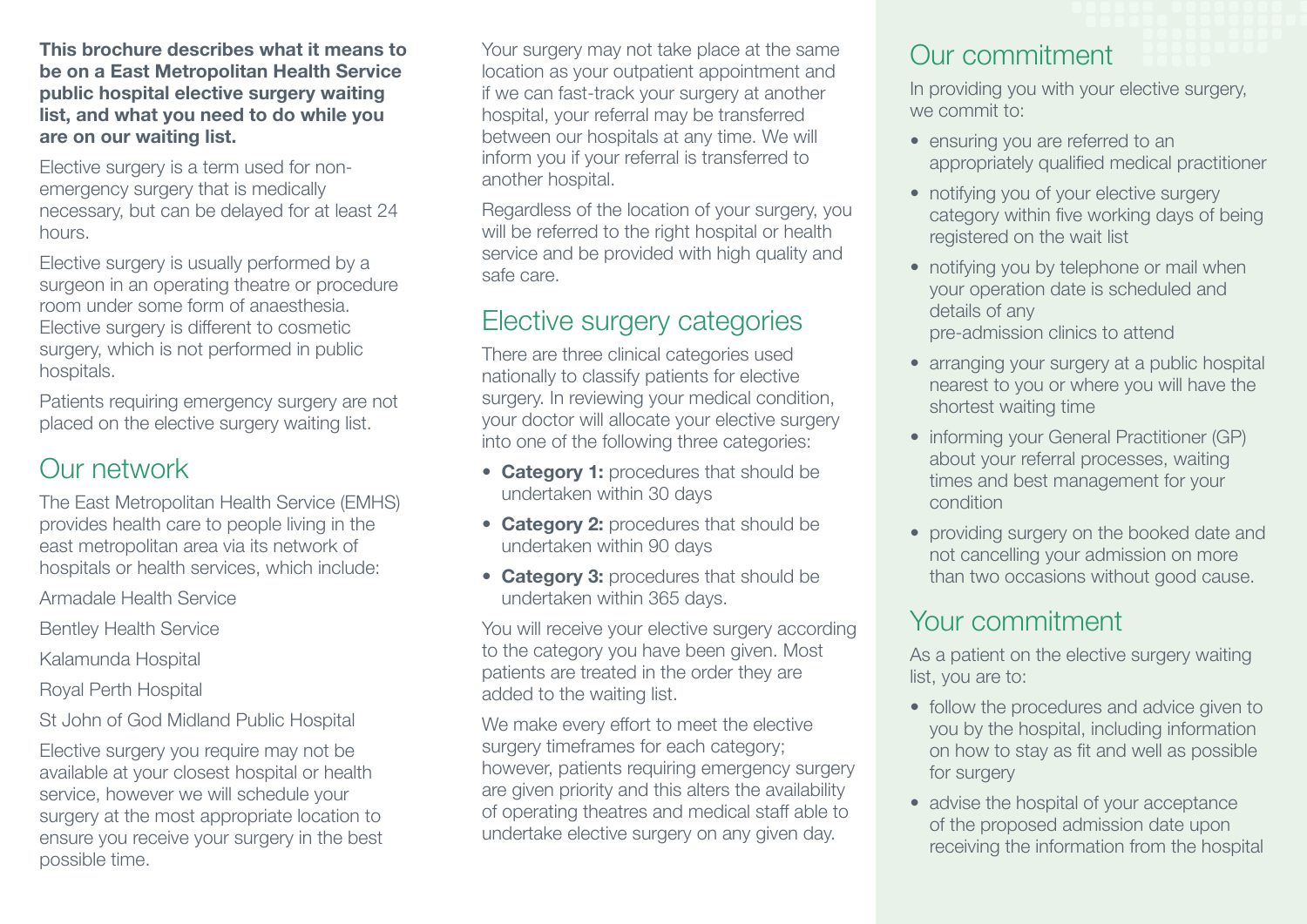**This brochure describes what it means to be on a East Metropolitan Health Service public hospital elective surgery waiting list, and what you need to do while you are on our waiting list.**

Elective surgery is a term used for non-emergency surgery that is medically necessary, but can be delayed for at least 24 hours.

Elective surgery is usually performed by a surgeon in an operating theatre or procedure room under some form of anaesthesia. Elective surgery is different to cosmetic surgery, which is not performed in public hospitals.

Patients requiring emergency surgery are not placed on the elective surgery waiting list.

## Our network

The East Metropolitan Health Service (EMHS) provides health care to people living in the east metropolitan area via its network of hospitals or health services, which include:

Armadale Health Service

Bentley Health Service

Kalamunda Hospital

Royal Perth Hospital

St John of God Midland Public Hospital

Elective surgery you require may not be available at your closest hospital or health service, however we will schedule your surgery at the most appropriate location to ensure you receive your surgery in the best possible time.

Your surgery may not take place at the same location as your outpatient appointment and if we can fast-track your surgery at another hospital, your referral may be transferred between our hospitals at any time. We will inform you if your referral is transferred to another hospital.

Regardless of the location of your surgery, you will be referred to the right hospital or health service and be provided with high quality and safe care.

## Elective surgery categories

There are three clinical categories used nationally to classify patients for elective surgery. In reviewing your medical condition, your doctor will allocate your elective surgery into one of the following three categories:

- **Category 1:** procedures that should be undertaken within 30 days
- **Category 2:** procedures that should be undertaken within 90 days
- **Category 3:** procedures that should be undertaken within 365 days.

You will receive your elective surgery according to the category you have been given. Most patients are treated in the order they are added to the waiting list.

We make every effort to meet the elective surgery timeframes for each category; however, patients requiring emergency surgery are given priority and this alters the availability of operating theatres and medical staff able to undertake elective surgery on any given day.

## Our commitment

In providing you with your elective surgery, we commit to:

- ensuring you are referred to an appropriately qualified medical practitioner
- notifying you of your elective surgery category within five working days of being registered on the wait list
- notifying you by telephone or mail when your operation date is scheduled and details of any pre-admission clinics to attend
- arranging your surgery at a public hospital nearest to you or where you will have the shortest waiting time
- informing your General Practitioner (GP) about your referral processes, waiting times and best management for your condition
- providing surgery on the booked date and not cancelling your admission on more than two occasions without good cause.

## Your commitment

As a patient on the elective surgery waiting list, you are to:

- follow the procedures and advice given to you by the hospital, including information on how to stay as fit and well as possible for surgery
- advise the hospital of your acceptance of the proposed admission date upon receiving the information from the hospital